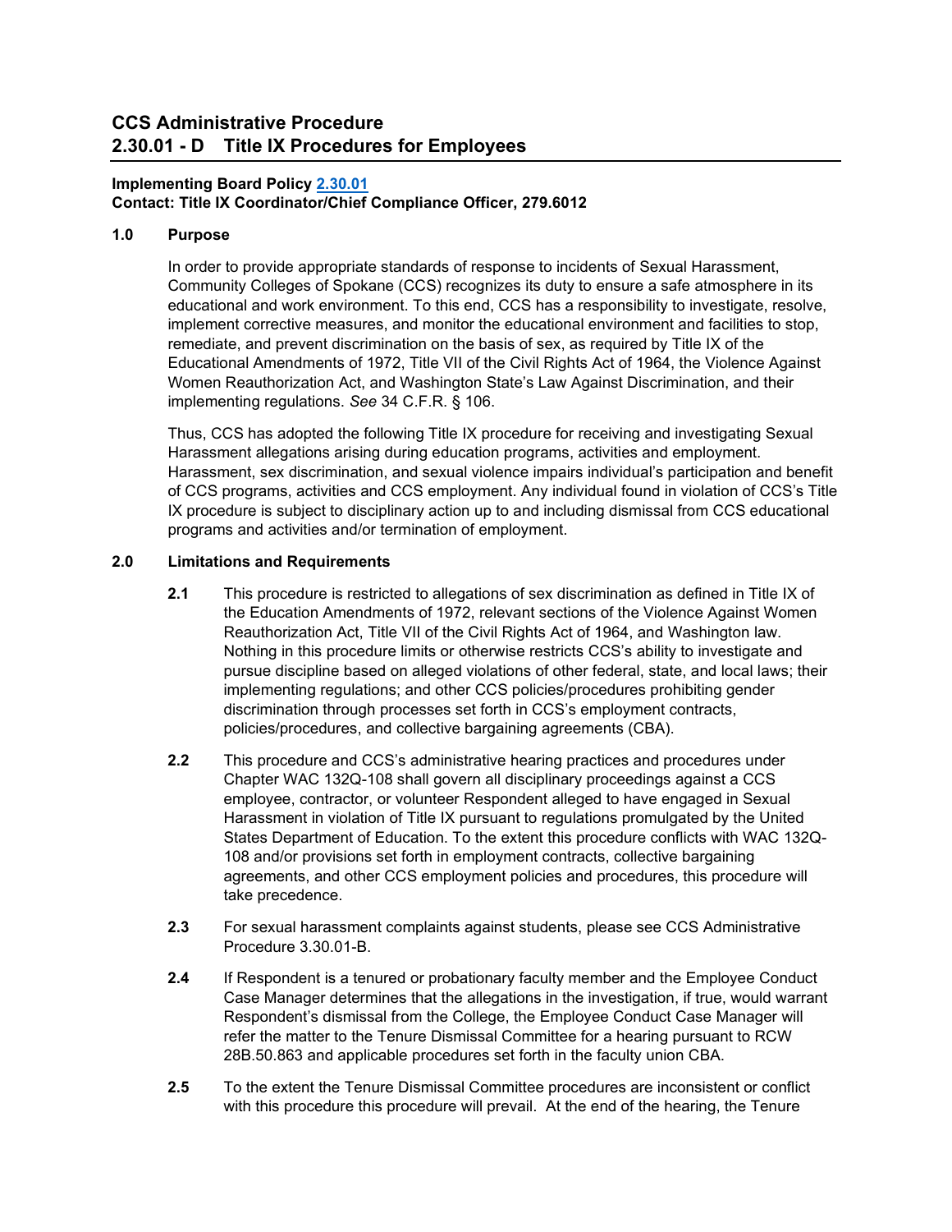# CCS Administrative Procedure
# 2.30.01 - D Title IX Procedures for Employees

**Implementing Board Policy 2.30.01**
**Contact: Title IX Coordinator/Chief Compliance Officer, 279.6012**

## 1.0 Purpose

In order to provide appropriate standards of response to incidents of Sexual Harassment, Community Colleges of Spokane (CCS) recognizes its duty to ensure a safe atmosphere in its educational and work environment. To this end, CCS has a responsibility to investigate, resolve, implement corrective measures, and monitor the educational environment and facilities to stop, remediate, and prevent discrimination on the basis of sex, as required by Title IX of the Educational Amendments of 1972, Title VII of the Civil Rights Act of 1964, the Violence Against Women Reauthorization Act, and Washington State's Law Against Discrimination, and their implementing regulations. *See* 34 C.F.R. § 106.

Thus, CCS has adopted the following Title IX procedure for receiving and investigating Sexual Harassment allegations arising during education programs, activities and employment. Harassment, sex discrimination, and sexual violence impairs individual's participation and benefit of CCS programs, activities and CCS employment. Any individual found in violation of CCS's Title IX procedure is subject to disciplinary action up to and including dismissal from CCS educational programs and activities and/or termination of employment.

## 2.0 Limitations and Requirements

**2.1** This procedure is restricted to allegations of sex discrimination as defined in Title IX of the Education Amendments of 1972, relevant sections of the Violence Against Women Reauthorization Act, Title VII of the Civil Rights Act of 1964, and Washington law. Nothing in this procedure limits or otherwise restricts CCS's ability to investigate and pursue discipline based on alleged violations of other federal, state, and local laws; their implementing regulations; and other CCS policies/procedures prohibiting gender discrimination through processes set forth in CCS's employment contracts, policies/procedures, and collective bargaining agreements (CBA).

**2.2** This procedure and CCS's administrative hearing practices and procedures under Chapter WAC 132Q-108 shall govern all disciplinary proceedings against a CCS employee, contractor, or volunteer Respondent alleged to have engaged in Sexual Harassment in violation of Title IX pursuant to regulations promulgated by the United States Department of Education. To the extent this procedure conflicts with WAC 132Q-108 and/or provisions set forth in employment contracts, collective bargaining agreements, and other CCS employment policies and procedures, this procedure will take precedence.

**2.3** For sexual harassment complaints against students, please see CCS Administrative Procedure 3.30.01-B.

**2.4** If Respondent is a tenured or probationary faculty member and the Employee Conduct Case Manager determines that the allegations in the investigation, if true, would warrant Respondent's dismissal from the College, the Employee Conduct Case Manager will refer the matter to the Tenure Dismissal Committee for a hearing pursuant to RCW 28B.50.863 and applicable procedures set forth in the faculty union CBA.

**2.5** To the extent the Tenure Dismissal Committee procedures are inconsistent or conflict with this procedure this procedure will prevail. At the end of the hearing, the Tenure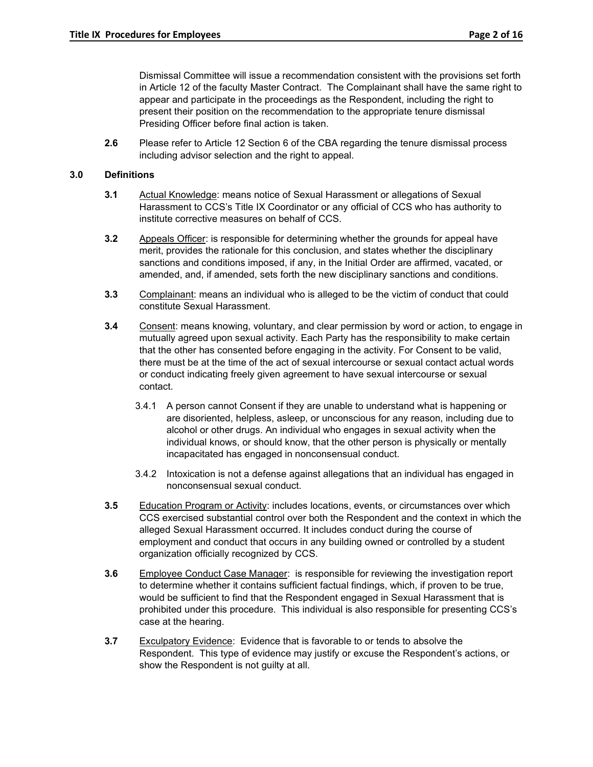Dismissal Committee will issue a recommendation consistent with the provisions set forth in Article 12 of the faculty Master Contract. The Complainant shall have the same right to appear and participate in the proceedings as the Respondent, including the right to present their position on the recommendation to the appropriate tenure dismissal Presiding Officer before final action is taken.

**2.6** Please refer to Article 12 Section 6 of the CBA regarding the tenure dismissal process including advisor selection and the right to appeal.

## 3.0 Definitions

**3.1** Actual Knowledge: means notice of Sexual Harassment or allegations of Sexual Harassment to CCS's Title IX Coordinator or any official of CCS who has authority to institute corrective measures on behalf of CCS.

**3.2** Appeals Officer: is responsible for determining whether the grounds for appeal have merit, provides the rationale for this conclusion, and states whether the disciplinary sanctions and conditions imposed, if any, in the Initial Order are affirmed, vacated, or amended, and, if amended, sets forth the new disciplinary sanctions and conditions.

**3.3** Complainant: means an individual who is alleged to be the victim of conduct that could constitute Sexual Harassment.

**3.4** Consent: means knowing, voluntary, and clear permission by word or action, to engage in mutually agreed upon sexual activity. Each Party has the responsibility to make certain that the other has consented before engaging in the activity. For Consent to be valid, there must be at the time of the act of sexual intercourse or sexual contact actual words or conduct indicating freely given agreement to have sexual intercourse or sexual contact.

3.4.1 A person cannot Consent if they are unable to understand what is happening or are disoriented, helpless, asleep, or unconscious for any reason, including due to alcohol or other drugs. An individual who engages in sexual activity when the individual knows, or should know, that the other person is physically or mentally incapacitated has engaged in nonconsensual conduct.

3.4.2 Intoxication is not a defense against allegations that an individual has engaged in nonconsensual sexual conduct.

**3.5** Education Program or Activity: includes locations, events, or circumstances over which CCS exercised substantial control over both the Respondent and the context in which the alleged Sexual Harassment occurred. It includes conduct during the course of employment and conduct that occurs in any building owned or controlled by a student organization officially recognized by CCS.

**3.6** Employee Conduct Case Manager: is responsible for reviewing the investigation report to determine whether it contains sufficient factual findings, which, if proven to be true, would be sufficient to find that the Respondent engaged in Sexual Harassment that is prohibited under this procedure. This individual is also responsible for presenting CCS's case at the hearing.

**3.7** Exculpatory Evidence: Evidence that is favorable to or tends to absolve the Respondent. This type of evidence may justify or excuse the Respondent's actions, or show the Respondent is not guilty at all.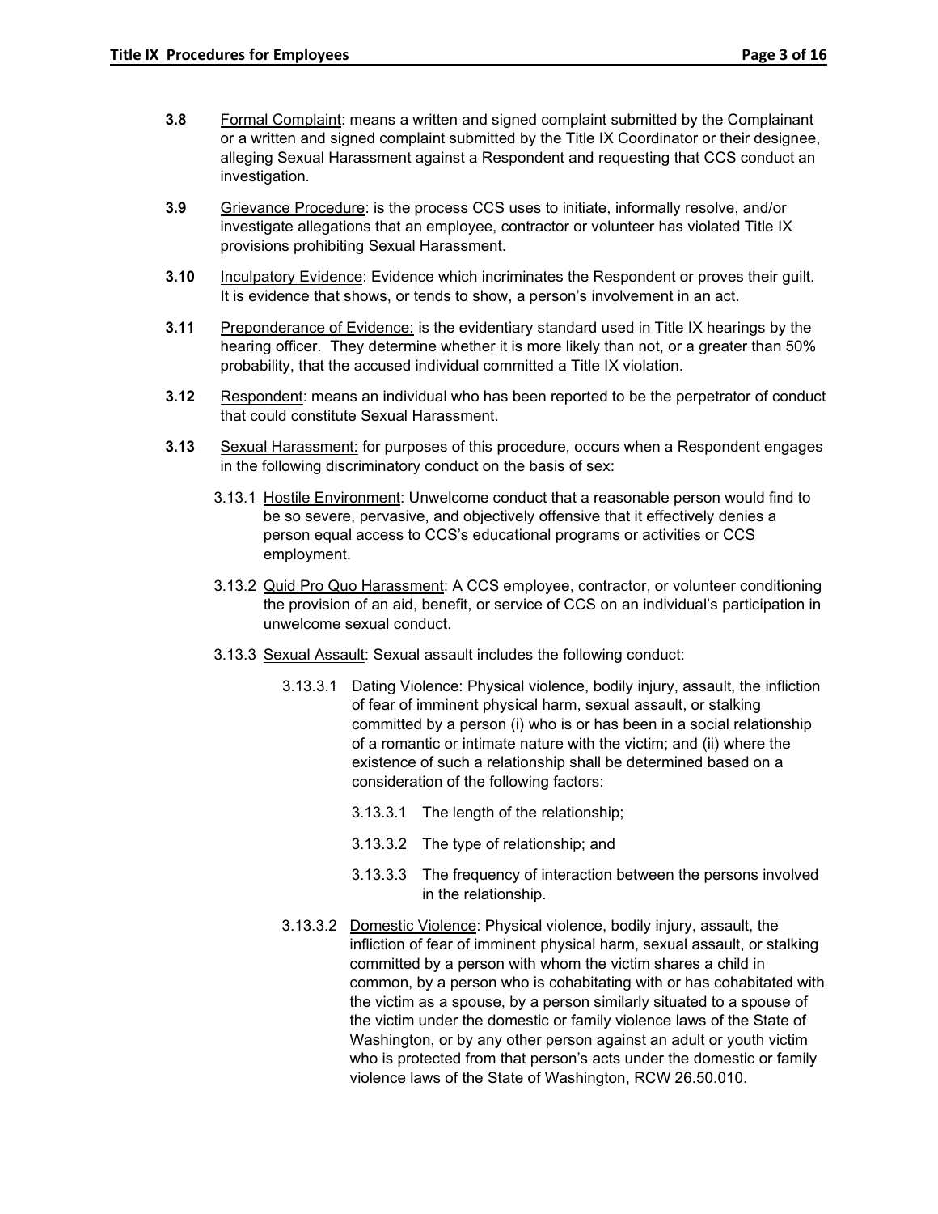**3.8** Formal Complaint: means a written and signed complaint submitted by the Complainant or a written and signed complaint submitted by the Title IX Coordinator or their designee, alleging Sexual Harassment against a Respondent and requesting that CCS conduct an investigation.

**3.9** Grievance Procedure: is the process CCS uses to initiate, informally resolve, and/or investigate allegations that an employee, contractor or volunteer has violated Title IX provisions prohibiting Sexual Harassment.

**3.10** Inculpatory Evidence: Evidence which incriminates the Respondent or proves their guilt. It is evidence that shows, or tends to show, a person's involvement in an act.

**3.11** Preponderance of Evidence: is the evidentiary standard used in Title IX hearings by the hearing officer. They determine whether it is more likely than not, or a greater than 50% probability, that the accused individual committed a Title IX violation.

**3.12** Respondent: means an individual who has been reported to be the perpetrator of conduct that could constitute Sexual Harassment.

**3.13** Sexual Harassment: for purposes of this procedure, occurs when a Respondent engages in the following discriminatory conduct on the basis of sex:

3.13.1 Hostile Environment: Unwelcome conduct that a reasonable person would find to be so severe, pervasive, and objectively offensive that it effectively denies a person equal access to CCS's educational programs or activities or CCS employment.

3.13.2 Quid Pro Quo Harassment: A CCS employee, contractor, or volunteer conditioning the provision of an aid, benefit, or service of CCS on an individual's participation in unwelcome sexual conduct.

3.13.3 Sexual Assault: Sexual assault includes the following conduct:

3.13.3.1 Dating Violence: Physical violence, bodily injury, assault, the infliction of fear of imminent physical harm, sexual assault, or stalking committed by a person (i) who is or has been in a social relationship of a romantic or intimate nature with the victim; and (ii) where the existence of such a relationship shall be determined based on a consideration of the following factors:

3.13.3.1 The length of the relationship;

3.13.3.2 The type of relationship; and

3.13.3.3 The frequency of interaction between the persons involved in the relationship.

3.13.3.2 Domestic Violence: Physical violence, bodily injury, assault, the infliction of fear of imminent physical harm, sexual assault, or stalking committed by a person with whom the victim shares a child in common, by a person who is cohabitating with or has cohabitated with the victim as a spouse, by a person similarly situated to a spouse of the victim under the domestic or family violence laws of the State of Washington, or by any other person against an adult or youth victim who is protected from that person's acts under the domestic or family violence laws of the State of Washington, RCW 26.50.010.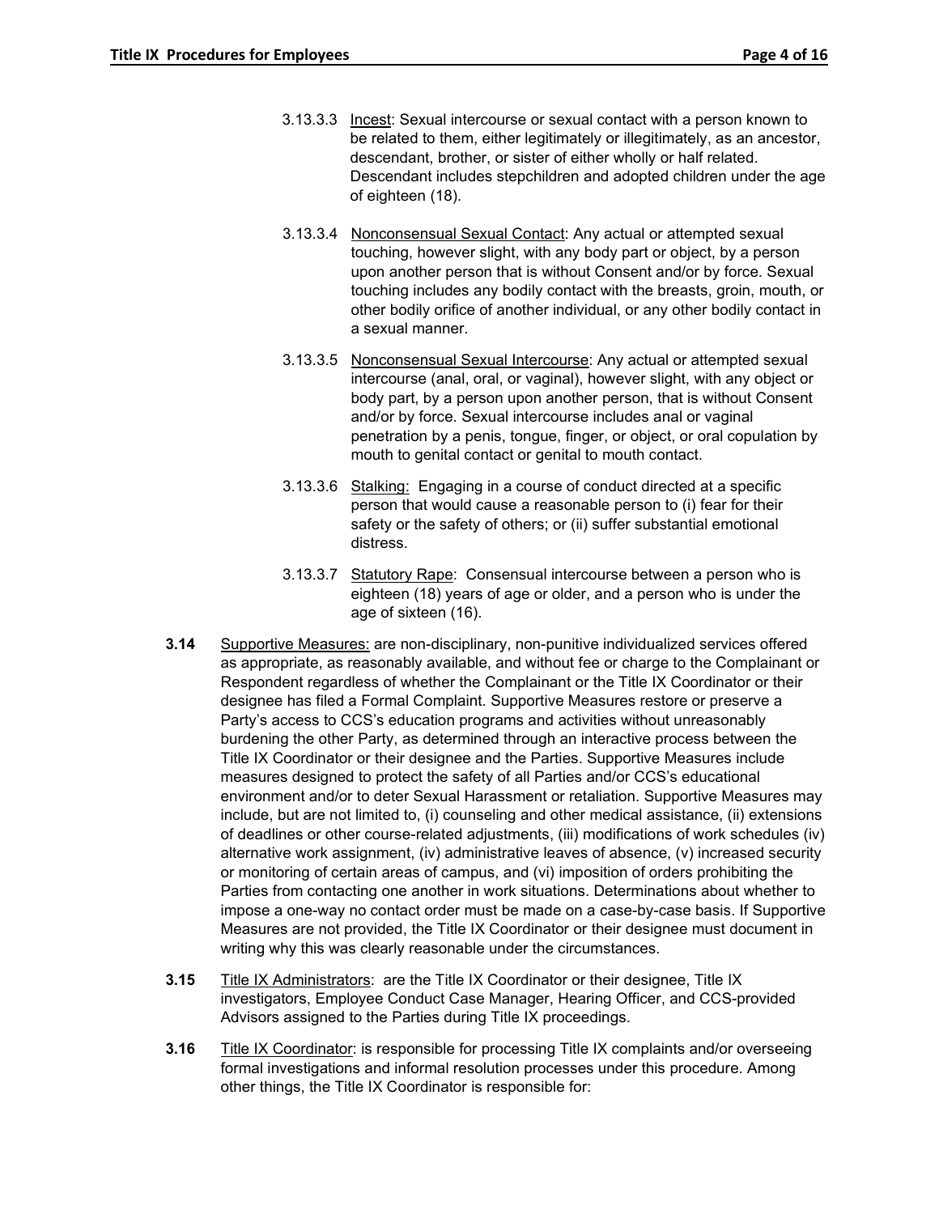3.13.3.3 Incest: Sexual intercourse or sexual contact with a person known to be related to them, either legitimately or illegitimately, as an ancestor, descendant, brother, or sister of either wholly or half related. Descendant includes stepchildren and adopted children under the age of eighteen (18).

3.13.3.4 Nonconsensual Sexual Contact: Any actual or attempted sexual touching, however slight, with any body part or object, by a person upon another person that is without Consent and/or by force. Sexual touching includes any bodily contact with the breasts, groin, mouth, or other bodily orifice of another individual, or any other bodily contact in a sexual manner.

3.13.3.5 Nonconsensual Sexual Intercourse: Any actual or attempted sexual intercourse (anal, oral, or vaginal), however slight, with any object or body part, by a person upon another person, that is without Consent and/or by force. Sexual intercourse includes anal or vaginal penetration by a penis, tongue, finger, or object, or oral copulation by mouth to genital contact or genital to mouth contact.

3.13.3.6 Stalking: Engaging in a course of conduct directed at a specific person that would cause a reasonable person to (i) fear for their safety or the safety of others; or (ii) suffer substantial emotional distress.

3.13.3.7 Statutory Rape: Consensual intercourse between a person who is eighteen (18) years of age or older, and a person who is under the age of sixteen (16).

**3.14** Supportive Measures: are non-disciplinary, non-punitive individualized services offered as appropriate, as reasonably available, and without fee or charge to the Complainant or Respondent regardless of whether the Complainant or the Title IX Coordinator or their designee has filed a Formal Complaint. Supportive Measures restore or preserve a Party's access to CCS's education programs and activities without unreasonably burdening the other Party, as determined through an interactive process between the Title IX Coordinator or their designee and the Parties. Supportive Measures include measures designed to protect the safety of all Parties and/or CCS's educational environment and/or to deter Sexual Harassment or retaliation. Supportive Measures may include, but are not limited to, (i) counseling and other medical assistance, (ii) extensions of deadlines or other course-related adjustments, (iii) modifications of work schedules (iv) alternative work assignment, (iv) administrative leaves of absence, (v) increased security or monitoring of certain areas of campus, and (vi) imposition of orders prohibiting the Parties from contacting one another in work situations. Determinations about whether to impose a one-way no contact order must be made on a case-by-case basis. If Supportive Measures are not provided, the Title IX Coordinator or their designee must document in writing why this was clearly reasonable under the circumstances.

**3.15** Title IX Administrators: are the Title IX Coordinator or their designee, Title IX investigators, Employee Conduct Case Manager, Hearing Officer, and CCS-provided Advisors assigned to the Parties during Title IX proceedings.

**3.16** Title IX Coordinator: is responsible for processing Title IX complaints and/or overseeing formal investigations and informal resolution processes under this procedure. Among other things, the Title IX Coordinator is responsible for: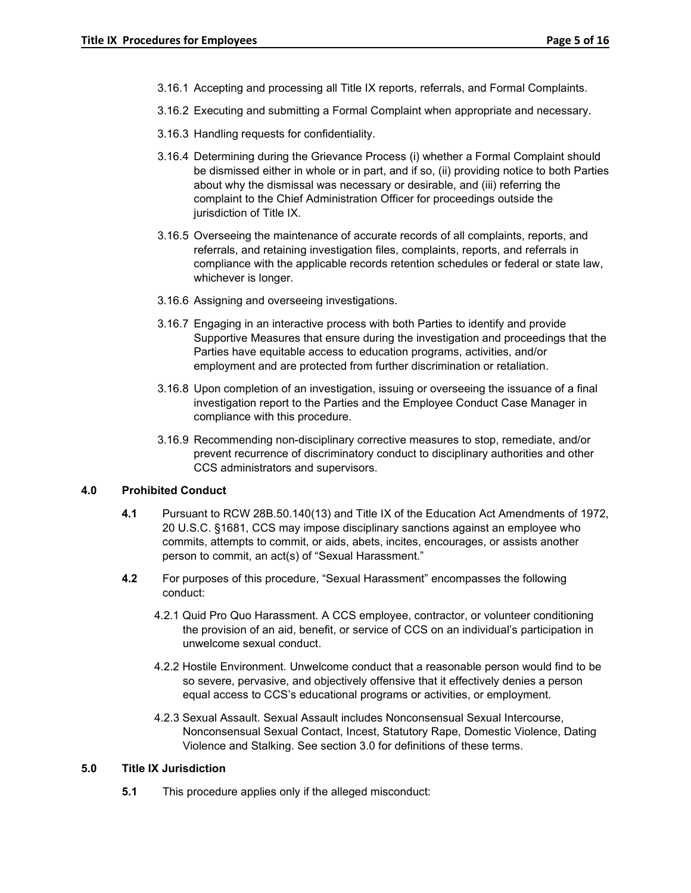3.16.1 Accepting and processing all Title IX reports, referrals, and Formal Complaints.

3.16.2 Executing and submitting a Formal Complaint when appropriate and necessary.

3.16.3 Handling requests for confidentiality.

3.16.4 Determining during the Grievance Process (i) whether a Formal Complaint should be dismissed either in whole or in part, and if so, (ii) providing notice to both Parties about why the dismissal was necessary or desirable, and (iii) referring the complaint to the Chief Administration Officer for proceedings outside the jurisdiction of Title IX.

3.16.5 Overseeing the maintenance of accurate records of all complaints, reports, and referrals, and retaining investigation files, complaints, reports, and referrals in compliance with the applicable records retention schedules or federal or state law, whichever is longer.

3.16.6 Assigning and overseeing investigations.

3.16.7 Engaging in an interactive process with both Parties to identify and provide Supportive Measures that ensure during the investigation and proceedings that the Parties have equitable access to education programs, activities, and/or employment and are protected from further discrimination or retaliation.

3.16.8 Upon completion of an investigation, issuing or overseeing the issuance of a final investigation report to the Parties and the Employee Conduct Case Manager in compliance with this procedure.

3.16.9 Recommending non-disciplinary corrective measures to stop, remediate, and/or prevent recurrence of discriminatory conduct to disciplinary authorities and other CCS administrators and supervisors.

## 4.0 Prohibited Conduct

**4.1** Pursuant to RCW 28B.50.140(13) and Title IX of the Education Act Amendments of 1972, 20 U.S.C. §1681, CCS may impose disciplinary sanctions against an employee who commits, attempts to commit, or aids, abets, incites, encourages, or assists another person to commit, an act(s) of "Sexual Harassment."

**4.2** For purposes of this procedure, "Sexual Harassment" encompasses the following conduct:

4.2.1 Quid Pro Quo Harassment. A CCS employee, contractor, or volunteer conditioning the provision of an aid, benefit, or service of CCS on an individual's participation in unwelcome sexual conduct.

4.2.2 Hostile Environment. Unwelcome conduct that a reasonable person would find to be so severe, pervasive, and objectively offensive that it effectively denies a person equal access to CCS's educational programs or activities, or employment.

4.2.3 Sexual Assault. Sexual Assault includes Nonconsensual Sexual Intercourse, Nonconsensual Sexual Contact, Incest, Statutory Rape, Domestic Violence, Dating Violence and Stalking. See section 3.0 for definitions of these terms.

## 5.0 Title IX Jurisdiction

**5.1** This procedure applies only if the alleged misconduct: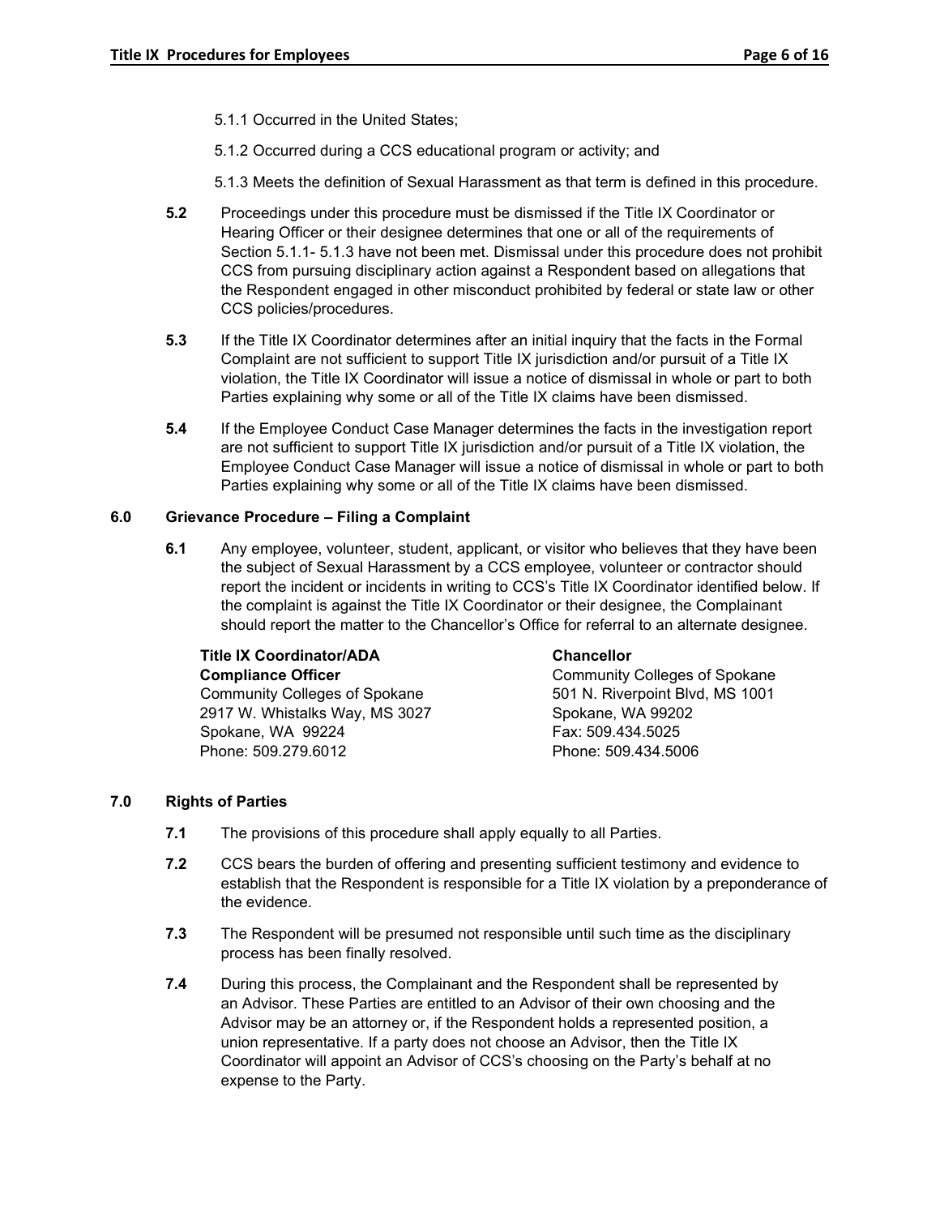5.1.1 Occurred in the United States;

5.1.2 Occurred during a CCS educational program or activity; and

5.1.3 Meets the definition of Sexual Harassment as that term is defined in this procedure.

**5.2** Proceedings under this procedure must be dismissed if the Title IX Coordinator or Hearing Officer or their designee determines that one or all of the requirements of Section 5.1.1- 5.1.3 have not been met. Dismissal under this procedure does not prohibit CCS from pursuing disciplinary action against a Respondent based on allegations that the Respondent engaged in other misconduct prohibited by federal or state law or other CCS policies/procedures.

**5.3** If the Title IX Coordinator determines after an initial inquiry that the facts in the Formal Complaint are not sufficient to support Title IX jurisdiction and/or pursuit of a Title IX violation, the Title IX Coordinator will issue a notice of dismissal in whole or part to both Parties explaining why some or all of the Title IX claims have been dismissed.

**5.4** If the Employee Conduct Case Manager determines the facts in the investigation report are not sufficient to support Title IX jurisdiction and/or pursuit of a Title IX violation, the Employee Conduct Case Manager will issue a notice of dismissal in whole or part to both Parties explaining why some or all of the Title IX claims have been dismissed.

## 6.0 Grievance Procedure – Filing a Complaint

**6.1** Any employee, volunteer, student, applicant, or visitor who believes that they have been the subject of Sexual Harassment by a CCS employee, volunteer or contractor should report the incident or incidents in writing to CCS's Title IX Coordinator identified below. If the complaint is against the Title IX Coordinator or their designee, the Complainant should report the matter to the Chancellor's Office for referral to an alternate designee.

**Title IX Coordinator/ADA Compliance Officer**
Community Colleges of Spokane
2917 W. Whistalks Way, MS 3027
Spokane, WA 99224
Phone: 509.279.6012

**Chancellor**
Community Colleges of Spokane
501 N. Riverpoint Blvd, MS 1001
Spokane, WA 99202
Fax: 509.434.5025
Phone: 509.434.5006

## 7.0 Rights of Parties

**7.1** The provisions of this procedure shall apply equally to all Parties.

**7.2** CCS bears the burden of offering and presenting sufficient testimony and evidence to establish that the Respondent is responsible for a Title IX violation by a preponderance of the evidence.

**7.3** The Respondent will be presumed not responsible until such time as the disciplinary process has been finally resolved.

**7.4** During this process, the Complainant and the Respondent shall be represented by an Advisor. These Parties are entitled to an Advisor of their own choosing and the Advisor may be an attorney or, if the Respondent holds a represented position, a union representative. If a party does not choose an Advisor, then the Title IX Coordinator will appoint an Advisor of CCS's choosing on the Party's behalf at no expense to the Party.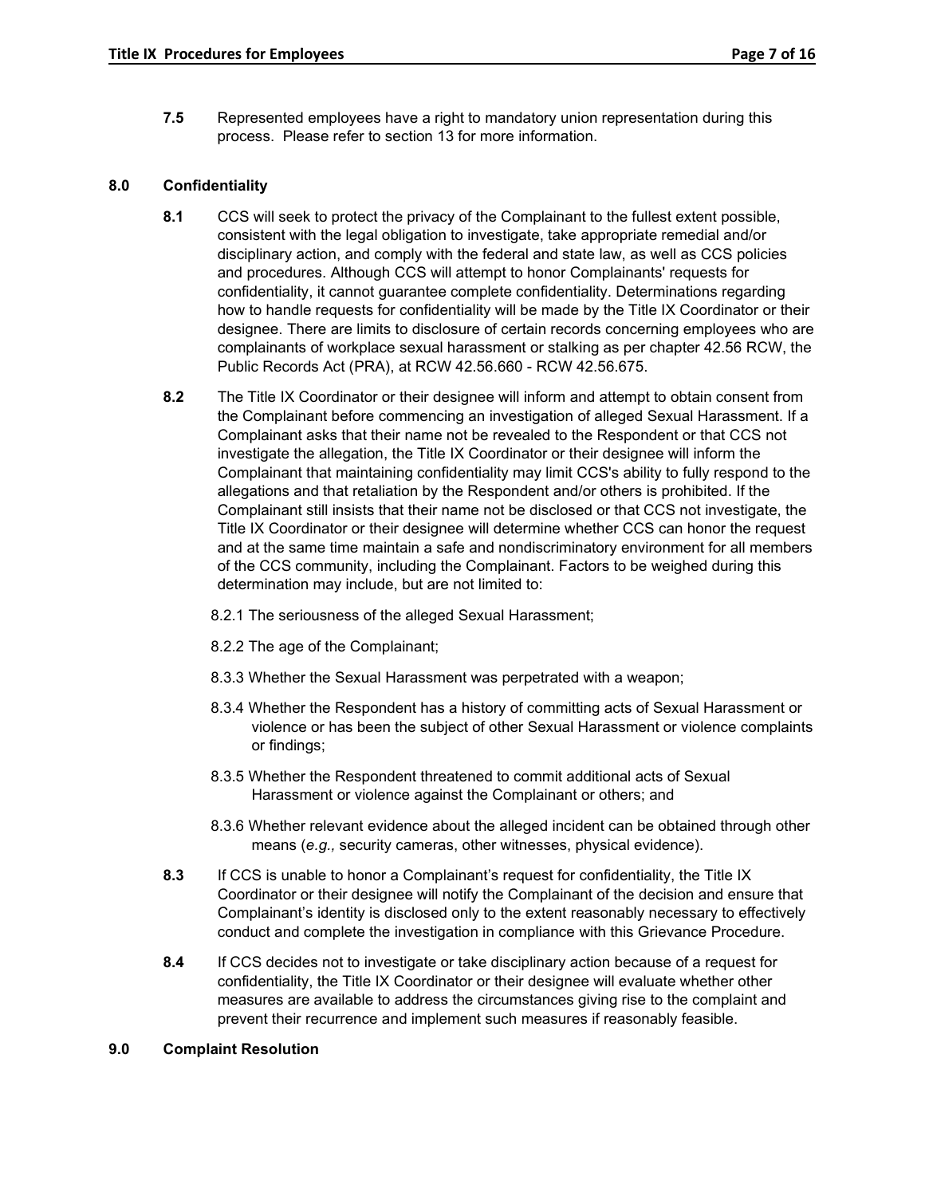**7.5** Represented employees have a right to mandatory union representation during this process. Please refer to section 13 for more information.

## 8.0 Confidentiality

**8.1** CCS will seek to protect the privacy of the Complainant to the fullest extent possible, consistent with the legal obligation to investigate, take appropriate remedial and/or disciplinary action, and comply with the federal and state law, as well as CCS policies and procedures. Although CCS will attempt to honor Complainants' requests for confidentiality, it cannot guarantee complete confidentiality. Determinations regarding how to handle requests for confidentiality will be made by the Title IX Coordinator or their designee. There are limits to disclosure of certain records concerning employees who are complainants of workplace sexual harassment or stalking as per chapter 42.56 RCW, the Public Records Act (PRA), at RCW 42.56.660 - RCW 42.56.675.

**8.2** The Title IX Coordinator or their designee will inform and attempt to obtain consent from the Complainant before commencing an investigation of alleged Sexual Harassment. If a Complainant asks that their name not be revealed to the Respondent or that CCS not investigate the allegation, the Title IX Coordinator or their designee will inform the Complainant that maintaining confidentiality may limit CCS's ability to fully respond to the allegations and that retaliation by the Respondent and/or others is prohibited. If the Complainant still insists that their name not be disclosed or that CCS not investigate, the Title IX Coordinator or their designee will determine whether CCS can honor the request and at the same time maintain a safe and nondiscriminatory environment for all members of the CCS community, including the Complainant. Factors to be weighed during this determination may include, but are not limited to:

8.2.1 The seriousness of the alleged Sexual Harassment;

8.2.2 The age of the Complainant;

8.3.3 Whether the Sexual Harassment was perpetrated with a weapon;

8.3.4 Whether the Respondent has a history of committing acts of Sexual Harassment or violence or has been the subject of other Sexual Harassment or violence complaints or findings;

8.3.5 Whether the Respondent threatened to commit additional acts of Sexual Harassment or violence against the Complainant or others; and

8.3.6 Whether relevant evidence about the alleged incident can be obtained through other means (*e.g.,* security cameras, other witnesses, physical evidence).

**8.3** If CCS is unable to honor a Complainant's request for confidentiality, the Title IX Coordinator or their designee will notify the Complainant of the decision and ensure that Complainant's identity is disclosed only to the extent reasonably necessary to effectively conduct and complete the investigation in compliance with this Grievance Procedure.

**8.4** If CCS decides not to investigate or take disciplinary action because of a request for confidentiality, the Title IX Coordinator or their designee will evaluate whether other measures are available to address the circumstances giving rise to the complaint and prevent their recurrence and implement such measures if reasonably feasible.

## 9.0 Complaint Resolution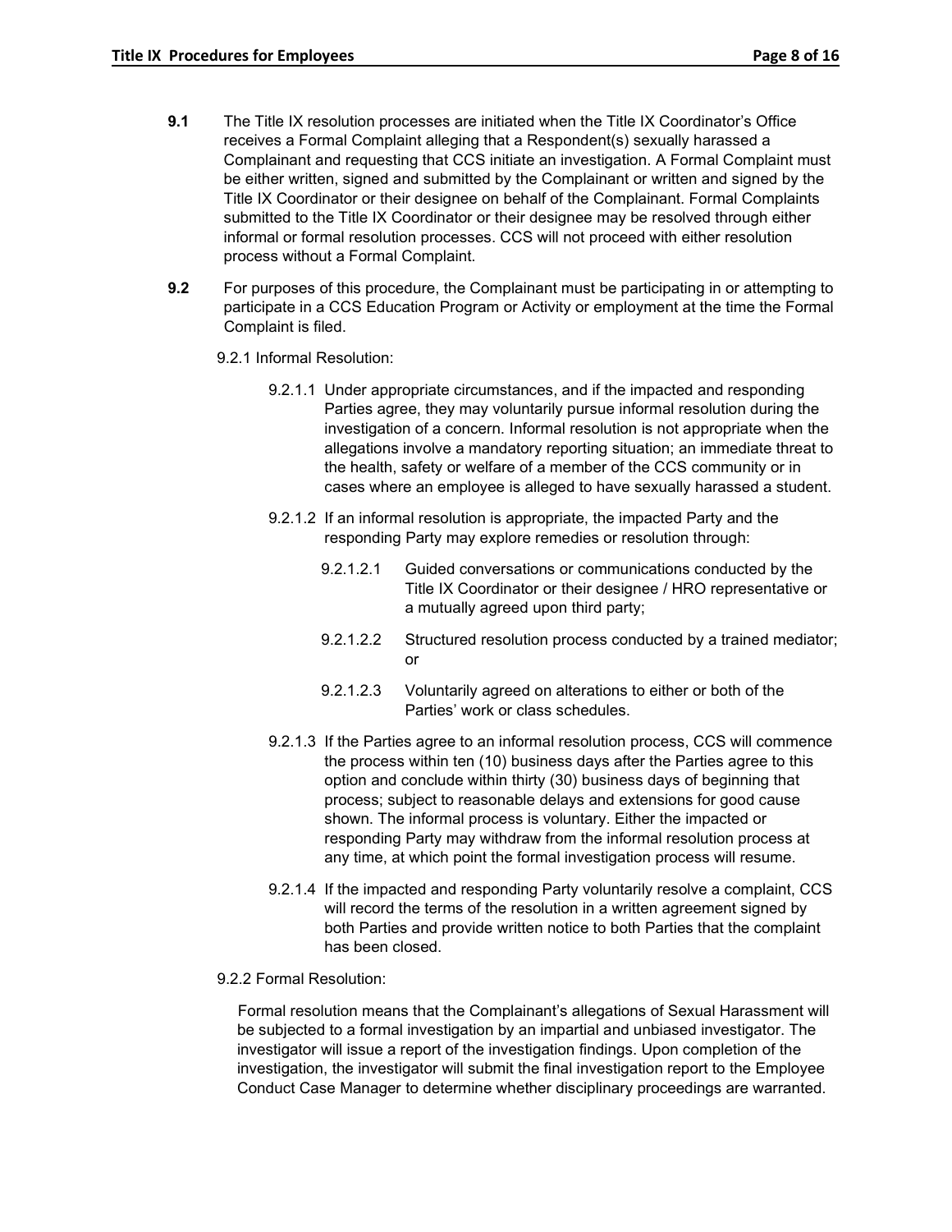**9.1** The Title IX resolution processes are initiated when the Title IX Coordinator's Office receives a Formal Complaint alleging that a Respondent(s) sexually harassed a Complainant and requesting that CCS initiate an investigation. A Formal Complaint must be either written, signed and submitted by the Complainant or written and signed by the Title IX Coordinator or their designee on behalf of the Complainant. Formal Complaints submitted to the Title IX Coordinator or their designee may be resolved through either informal or formal resolution processes. CCS will not proceed with either resolution process without a Formal Complaint.

**9.2** For purposes of this procedure, the Complainant must be participating in or attempting to participate in a CCS Education Program or Activity or employment at the time the Formal Complaint is filed.

9.2.1 Informal Resolution:

9.2.1.1 Under appropriate circumstances, and if the impacted and responding Parties agree, they may voluntarily pursue informal resolution during the investigation of a concern. Informal resolution is not appropriate when the allegations involve a mandatory reporting situation; an immediate threat to the health, safety or welfare of a member of the CCS community or in cases where an employee is alleged to have sexually harassed a student.

9.2.1.2 If an informal resolution is appropriate, the impacted Party and the responding Party may explore remedies or resolution through:

9.2.1.2.1 Guided conversations or communications conducted by the Title IX Coordinator or their designee / HRO representative or a mutually agreed upon third party;

9.2.1.2.2 Structured resolution process conducted by a trained mediator; or

9.2.1.2.3 Voluntarily agreed on alterations to either or both of the Parties' work or class schedules.

9.2.1.3 If the Parties agree to an informal resolution process, CCS will commence the process within ten (10) business days after the Parties agree to this option and conclude within thirty (30) business days of beginning that process; subject to reasonable delays and extensions for good cause shown. The informal process is voluntary. Either the impacted or responding Party may withdraw from the informal resolution process at any time, at which point the formal investigation process will resume.

9.2.1.4 If the impacted and responding Party voluntarily resolve a complaint, CCS will record the terms of the resolution in a written agreement signed by both Parties and provide written notice to both Parties that the complaint has been closed.

9.2.2 Formal Resolution:

Formal resolution means that the Complainant's allegations of Sexual Harassment will be subjected to a formal investigation by an impartial and unbiased investigator. The investigator will issue a report of the investigation findings. Upon completion of the investigation, the investigator will submit the final investigation report to the Employee Conduct Case Manager to determine whether disciplinary proceedings are warranted.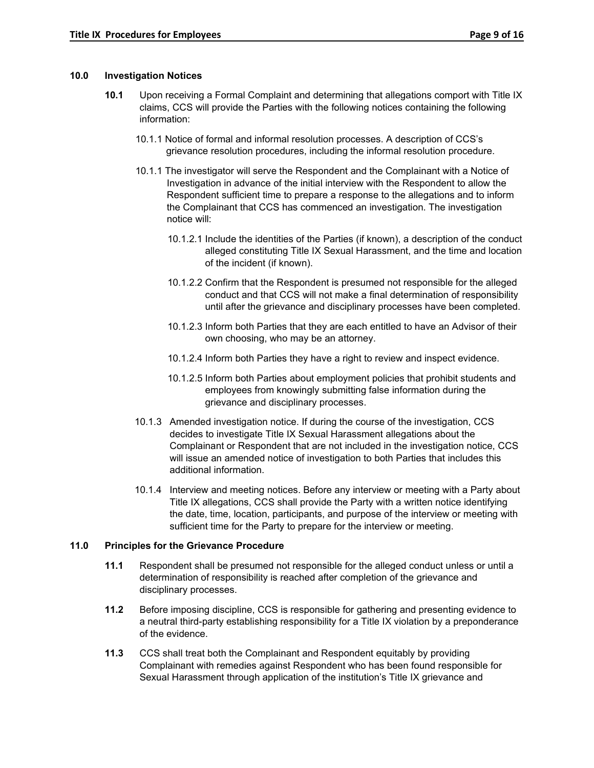## 10.0 Investigation Notices

**10.1** Upon receiving a Formal Complaint and determining that allegations comport with Title IX claims, CCS will provide the Parties with the following notices containing the following information:

10.1.1 Notice of formal and informal resolution processes. A description of CCS's grievance resolution procedures, including the informal resolution procedure.

10.1.1 The investigator will serve the Respondent and the Complainant with a Notice of Investigation in advance of the initial interview with the Respondent to allow the Respondent sufficient time to prepare a response to the allegations and to inform the Complainant that CCS has commenced an investigation. The investigation notice will:

10.1.2.1 Include the identities of the Parties (if known), a description of the conduct alleged constituting Title IX Sexual Harassment, and the time and location of the incident (if known).

10.1.2.2 Confirm that the Respondent is presumed not responsible for the alleged conduct and that CCS will not make a final determination of responsibility until after the grievance and disciplinary processes have been completed.

10.1.2.3 Inform both Parties that they are each entitled to have an Advisor of their own choosing, who may be an attorney.

10.1.2.4 Inform both Parties they have a right to review and inspect evidence.

10.1.2.5 Inform both Parties about employment policies that prohibit students and employees from knowingly submitting false information during the grievance and disciplinary processes.

10.1.3 Amended investigation notice. If during the course of the investigation, CCS decides to investigate Title IX Sexual Harassment allegations about the Complainant or Respondent that are not included in the investigation notice, CCS will issue an amended notice of investigation to both Parties that includes this additional information.

10.1.4 Interview and meeting notices. Before any interview or meeting with a Party about Title IX allegations, CCS shall provide the Party with a written notice identifying the date, time, location, participants, and purpose of the interview or meeting with sufficient time for the Party to prepare for the interview or meeting.

## 11.0 Principles for the Grievance Procedure

**11.1** Respondent shall be presumed not responsible for the alleged conduct unless or until a determination of responsibility is reached after completion of the grievance and disciplinary processes.

**11.2** Before imposing discipline, CCS is responsible for gathering and presenting evidence to a neutral third-party establishing responsibility for a Title IX violation by a preponderance of the evidence.

**11.3** CCS shall treat both the Complainant and Respondent equitably by providing Complainant with remedies against Respondent who has been found responsible for Sexual Harassment through application of the institution's Title IX grievance and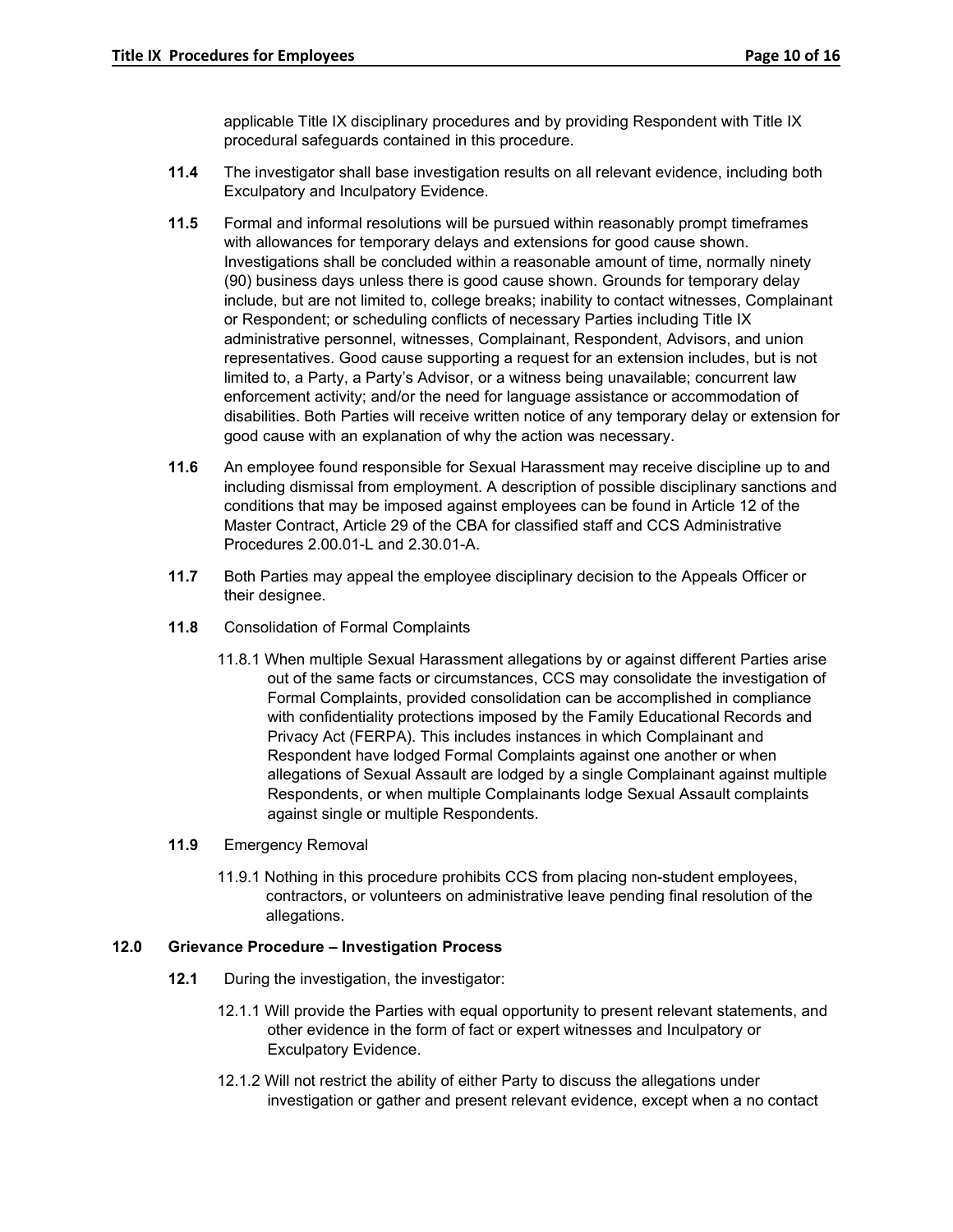applicable Title IX disciplinary procedures and by providing Respondent with Title IX procedural safeguards contained in this procedure.

**11.4** The investigator shall base investigation results on all relevant evidence, including both Exculpatory and Inculpatory Evidence.

**11.5** Formal and informal resolutions will be pursued within reasonably prompt timeframes with allowances for temporary delays and extensions for good cause shown. Investigations shall be concluded within a reasonable amount of time, normally ninety (90) business days unless there is good cause shown. Grounds for temporary delay include, but are not limited to, college breaks; inability to contact witnesses, Complainant or Respondent; or scheduling conflicts of necessary Parties including Title IX administrative personnel, witnesses, Complainant, Respondent, Advisors, and union representatives. Good cause supporting a request for an extension includes, but is not limited to, a Party, a Party's Advisor, or a witness being unavailable; concurrent law enforcement activity; and/or the need for language assistance or accommodation of disabilities. Both Parties will receive written notice of any temporary delay or extension for good cause with an explanation of why the action was necessary.

**11.6** An employee found responsible for Sexual Harassment may receive discipline up to and including dismissal from employment. A description of possible disciplinary sanctions and conditions that may be imposed against employees can be found in Article 12 of the Master Contract, Article 29 of the CBA for classified staff and CCS Administrative Procedures 2.00.01-L and 2.30.01-A.

**11.7** Both Parties may appeal the employee disciplinary decision to the Appeals Officer or their designee.

**11.8** Consolidation of Formal Complaints

11.8.1 When multiple Sexual Harassment allegations by or against different Parties arise out of the same facts or circumstances, CCS may consolidate the investigation of Formal Complaints, provided consolidation can be accomplished in compliance with confidentiality protections imposed by the Family Educational Records and Privacy Act (FERPA). This includes instances in which Complainant and Respondent have lodged Formal Complaints against one another or when allegations of Sexual Assault are lodged by a single Complainant against multiple Respondents, or when multiple Complainants lodge Sexual Assault complaints against single or multiple Respondents.

**11.9** Emergency Removal

11.9.1 Nothing in this procedure prohibits CCS from placing non-student employees, contractors, or volunteers on administrative leave pending final resolution of the allegations.

## 12.0 Grievance Procedure – Investigation Process

**12.1** During the investigation, the investigator:

12.1.1 Will provide the Parties with equal opportunity to present relevant statements, and other evidence in the form of fact or expert witnesses and Inculpatory or Exculpatory Evidence.

12.1.2 Will not restrict the ability of either Party to discuss the allegations under investigation or gather and present relevant evidence, except when a no contact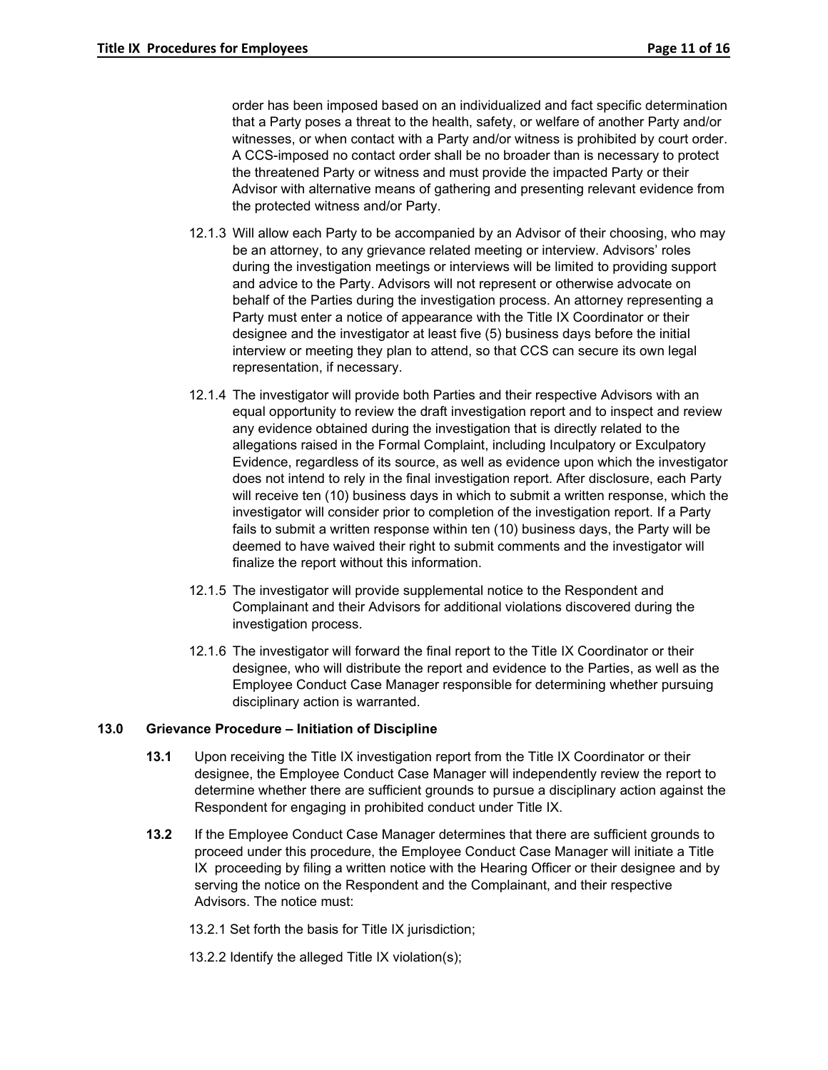order has been imposed based on an individualized and fact specific determination that a Party poses a threat to the health, safety, or welfare of another Party and/or witnesses, or when contact with a Party and/or witness is prohibited by court order. A CCS-imposed no contact order shall be no broader than is necessary to protect the threatened Party or witness and must provide the impacted Party or their Advisor with alternative means of gathering and presenting relevant evidence from the protected witness and/or Party.

12.1.3 Will allow each Party to be accompanied by an Advisor of their choosing, who may be an attorney, to any grievance related meeting or interview. Advisors' roles during the investigation meetings or interviews will be limited to providing support and advice to the Party. Advisors will not represent or otherwise advocate on behalf of the Parties during the investigation process. An attorney representing a Party must enter a notice of appearance with the Title IX Coordinator or their designee and the investigator at least five (5) business days before the initial interview or meeting they plan to attend, so that CCS can secure its own legal representation, if necessary.

12.1.4 The investigator will provide both Parties and their respective Advisors with an equal opportunity to review the draft investigation report and to inspect and review any evidence obtained during the investigation that is directly related to the allegations raised in the Formal Complaint, including Inculpatory or Exculpatory Evidence, regardless of its source, as well as evidence upon which the investigator does not intend to rely in the final investigation report. After disclosure, each Party will receive ten (10) business days in which to submit a written response, which the investigator will consider prior to completion of the investigation report. If a Party fails to submit a written response within ten (10) business days, the Party will be deemed to have waived their right to submit comments and the investigator will finalize the report without this information.

12.1.5 The investigator will provide supplemental notice to the Respondent and Complainant and their Advisors for additional violations discovered during the investigation process.

12.1.6 The investigator will forward the final report to the Title IX Coordinator or their designee, who will distribute the report and evidence to the Parties, as well as the Employee Conduct Case Manager responsible for determining whether pursuing disciplinary action is warranted.

## 13.0 Grievance Procedure – Initiation of Discipline

**13.1** Upon receiving the Title IX investigation report from the Title IX Coordinator or their designee, the Employee Conduct Case Manager will independently review the report to determine whether there are sufficient grounds to pursue a disciplinary action against the Respondent for engaging in prohibited conduct under Title IX.

**13.2** If the Employee Conduct Case Manager determines that there are sufficient grounds to proceed under this procedure, the Employee Conduct Case Manager will initiate a Title IX proceeding by filing a written notice with the Hearing Officer or their designee and by serving the notice on the Respondent and the Complainant, and their respective Advisors. The notice must:

13.2.1 Set forth the basis for Title IX jurisdiction;

13.2.2 Identify the alleged Title IX violation(s);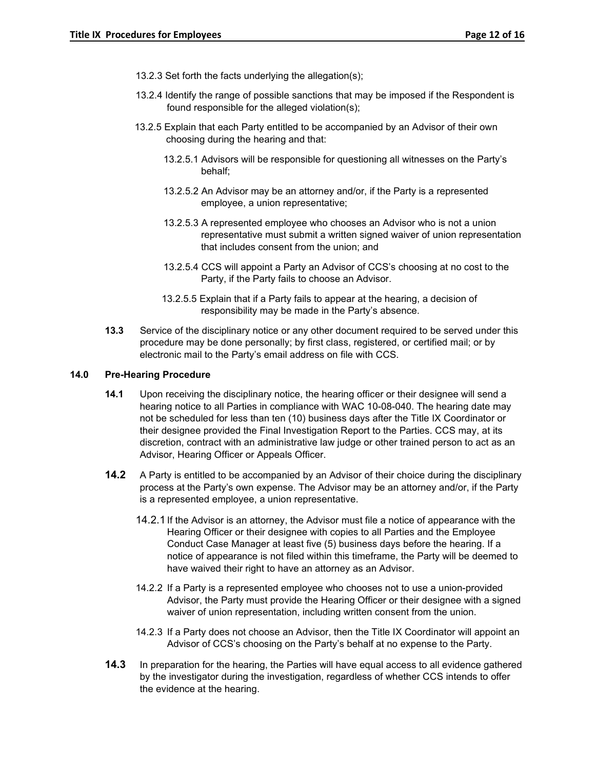13.2.3 Set forth the facts underlying the allegation(s);

13.2.4 Identify the range of possible sanctions that may be imposed if the Respondent is found responsible for the alleged violation(s);

13.2.5 Explain that each Party entitled to be accompanied by an Advisor of their own choosing during the hearing and that:

13.2.5.1 Advisors will be responsible for questioning all witnesses on the Party's behalf;

13.2.5.2 An Advisor may be an attorney and/or, if the Party is a represented employee, a union representative;

13.2.5.3 A represented employee who chooses an Advisor who is not a union representative must submit a written signed waiver of union representation that includes consent from the union; and

13.2.5.4 CCS will appoint a Party an Advisor of CCS's choosing at no cost to the Party, if the Party fails to choose an Advisor.

13.2.5.5 Explain that if a Party fails to appear at the hearing, a decision of responsibility may be made in the Party's absence.

**13.3** Service of the disciplinary notice or any other document required to be served under this procedure may be done personally; by first class, registered, or certified mail; or by electronic mail to the Party's email address on file with CCS.

## 14.0 Pre-Hearing Procedure

**14.1** Upon receiving the disciplinary notice, the hearing officer or their designee will send a hearing notice to all Parties in compliance with WAC 10-08-040. The hearing date may not be scheduled for less than ten (10) business days after the Title IX Coordinator or their designee provided the Final Investigation Report to the Parties. CCS may, at its discretion, contract with an administrative law judge or other trained person to act as an Advisor, Hearing Officer or Appeals Officer.

**14.2** A Party is entitled to be accompanied by an Advisor of their choice during the disciplinary process at the Party's own expense. The Advisor may be an attorney and/or, if the Party is a represented employee, a union representative.

14.2.1 If the Advisor is an attorney, the Advisor must file a notice of appearance with the Hearing Officer or their designee with copies to all Parties and the Employee Conduct Case Manager at least five (5) business days before the hearing. If a notice of appearance is not filed within this timeframe, the Party will be deemed to have waived their right to have an attorney as an Advisor.

14.2.2 If a Party is a represented employee who chooses not to use a union-provided Advisor, the Party must provide the Hearing Officer or their designee with a signed waiver of union representation, including written consent from the union.

14.2.3 If a Party does not choose an Advisor, then the Title IX Coordinator will appoint an Advisor of CCS's choosing on the Party's behalf at no expense to the Party.

**14.3** In preparation for the hearing, the Parties will have equal access to all evidence gathered by the investigator during the investigation, regardless of whether CCS intends to offer the evidence at the hearing.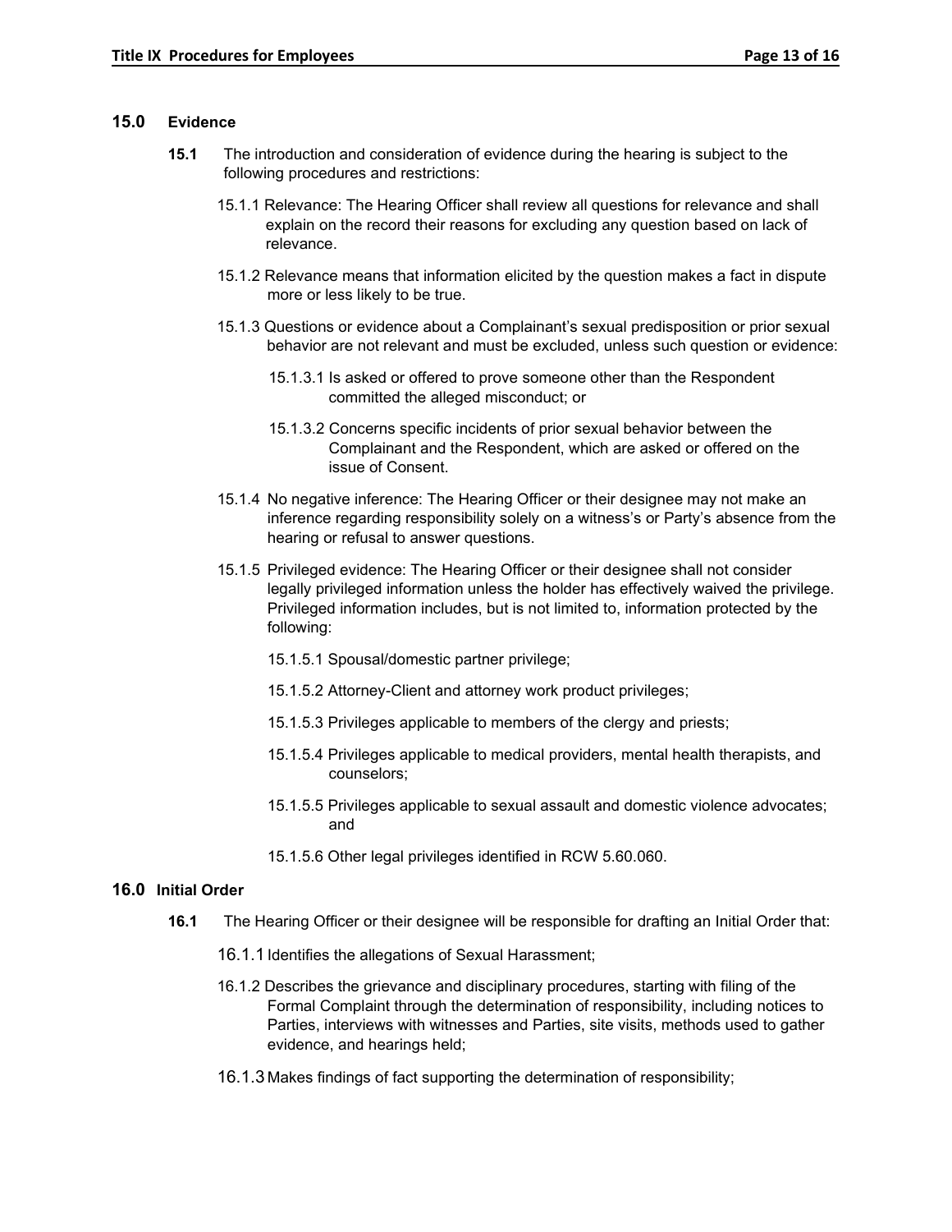## 15.0 Evidence

**15.1** The introduction and consideration of evidence during the hearing is subject to the following procedures and restrictions:

15.1.1 Relevance: The Hearing Officer shall review all questions for relevance and shall explain on the record their reasons for excluding any question based on lack of relevance.

15.1.2 Relevance means that information elicited by the question makes a fact in dispute more or less likely to be true.

15.1.3 Questions or evidence about a Complainant's sexual predisposition or prior sexual behavior are not relevant and must be excluded, unless such question or evidence:

15.1.3.1 Is asked or offered to prove someone other than the Respondent committed the alleged misconduct; or

15.1.3.2 Concerns specific incidents of prior sexual behavior between the Complainant and the Respondent, which are asked or offered on the issue of Consent.

15.1.4 No negative inference: The Hearing Officer or their designee may not make an inference regarding responsibility solely on a witness's or Party's absence from the hearing or refusal to answer questions.

15.1.5 Privileged evidence: The Hearing Officer or their designee shall not consider legally privileged information unless the holder has effectively waived the privilege. Privileged information includes, but is not limited to, information protected by the following:

15.1.5.1 Spousal/domestic partner privilege;

15.1.5.2 Attorney-Client and attorney work product privileges;

15.1.5.3 Privileges applicable to members of the clergy and priests;

15.1.5.4 Privileges applicable to medical providers, mental health therapists, and counselors;

15.1.5.5 Privileges applicable to sexual assault and domestic violence advocates; and

15.1.5.6 Other legal privileges identified in RCW 5.60.060.

## 16.0 Initial Order

**16.1** The Hearing Officer or their designee will be responsible for drafting an Initial Order that:

16.1.1 Identifies the allegations of Sexual Harassment;

16.1.2 Describes the grievance and disciplinary procedures, starting with filing of the Formal Complaint through the determination of responsibility, including notices to Parties, interviews with witnesses and Parties, site visits, methods used to gather evidence, and hearings held;

16.1.3 Makes findings of fact supporting the determination of responsibility;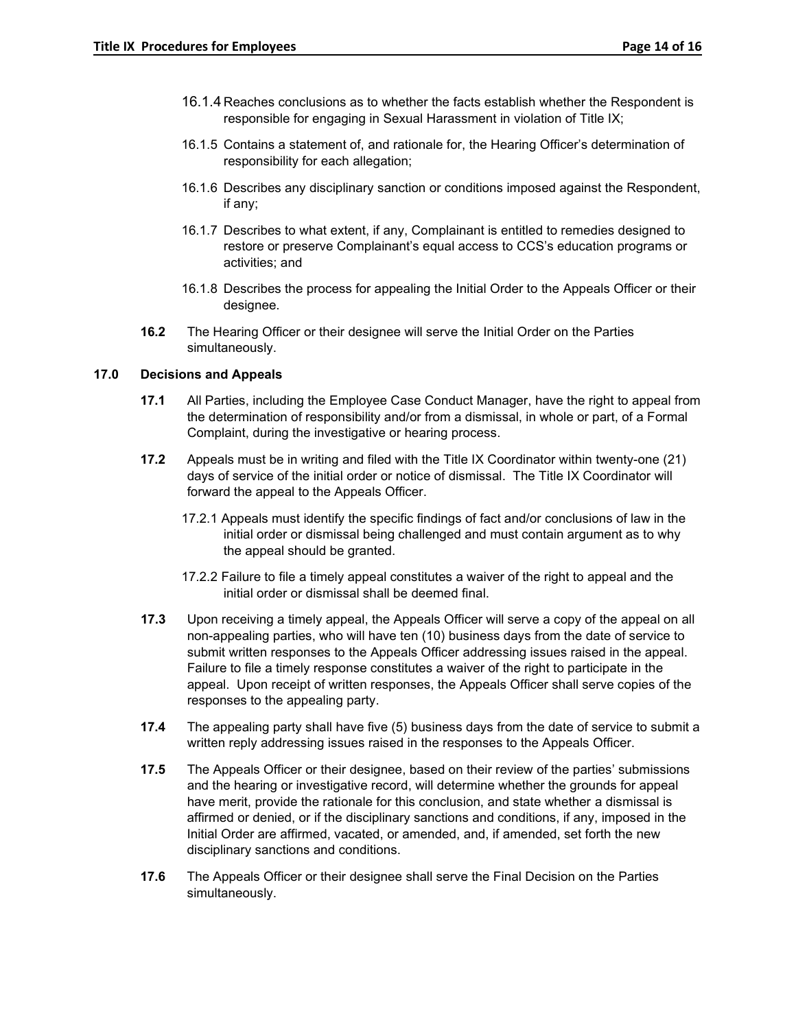16.1.4 Reaches conclusions as to whether the facts establish whether the Respondent is responsible for engaging in Sexual Harassment in violation of Title IX;

16.1.5 Contains a statement of, and rationale for, the Hearing Officer's determination of responsibility for each allegation;

16.1.6 Describes any disciplinary sanction or conditions imposed against the Respondent, if any;

16.1.7 Describes to what extent, if any, Complainant is entitled to remedies designed to restore or preserve Complainant's equal access to CCS's education programs or activities; and

16.1.8 Describes the process for appealing the Initial Order to the Appeals Officer or their designee.

**16.2** The Hearing Officer or their designee will serve the Initial Order on the Parties simultaneously.

## 17.0 Decisions and Appeals

**17.1** All Parties, including the Employee Case Conduct Manager, have the right to appeal from the determination of responsibility and/or from a dismissal, in whole or part, of a Formal Complaint, during the investigative or hearing process.

**17.2** Appeals must be in writing and filed with the Title IX Coordinator within twenty-one (21) days of service of the initial order or notice of dismissal. The Title IX Coordinator will forward the appeal to the Appeals Officer.

17.2.1 Appeals must identify the specific findings of fact and/or conclusions of law in the initial order or dismissal being challenged and must contain argument as to why the appeal should be granted.

17.2.2 Failure to file a timely appeal constitutes a waiver of the right to appeal and the initial order or dismissal shall be deemed final.

**17.3** Upon receiving a timely appeal, the Appeals Officer will serve a copy of the appeal on all non-appealing parties, who will have ten (10) business days from the date of service to submit written responses to the Appeals Officer addressing issues raised in the appeal. Failure to file a timely response constitutes a waiver of the right to participate in the appeal. Upon receipt of written responses, the Appeals Officer shall serve copies of the responses to the appealing party.

**17.4** The appealing party shall have five (5) business days from the date of service to submit a written reply addressing issues raised in the responses to the Appeals Officer.

**17.5** The Appeals Officer or their designee, based on their review of the parties' submissions and the hearing or investigative record, will determine whether the grounds for appeal have merit, provide the rationale for this conclusion, and state whether a dismissal is affirmed or denied, or if the disciplinary sanctions and conditions, if any, imposed in the Initial Order are affirmed, vacated, or amended, and, if amended, set forth the new disciplinary sanctions and conditions.

**17.6** The Appeals Officer or their designee shall serve the Final Decision on the Parties simultaneously.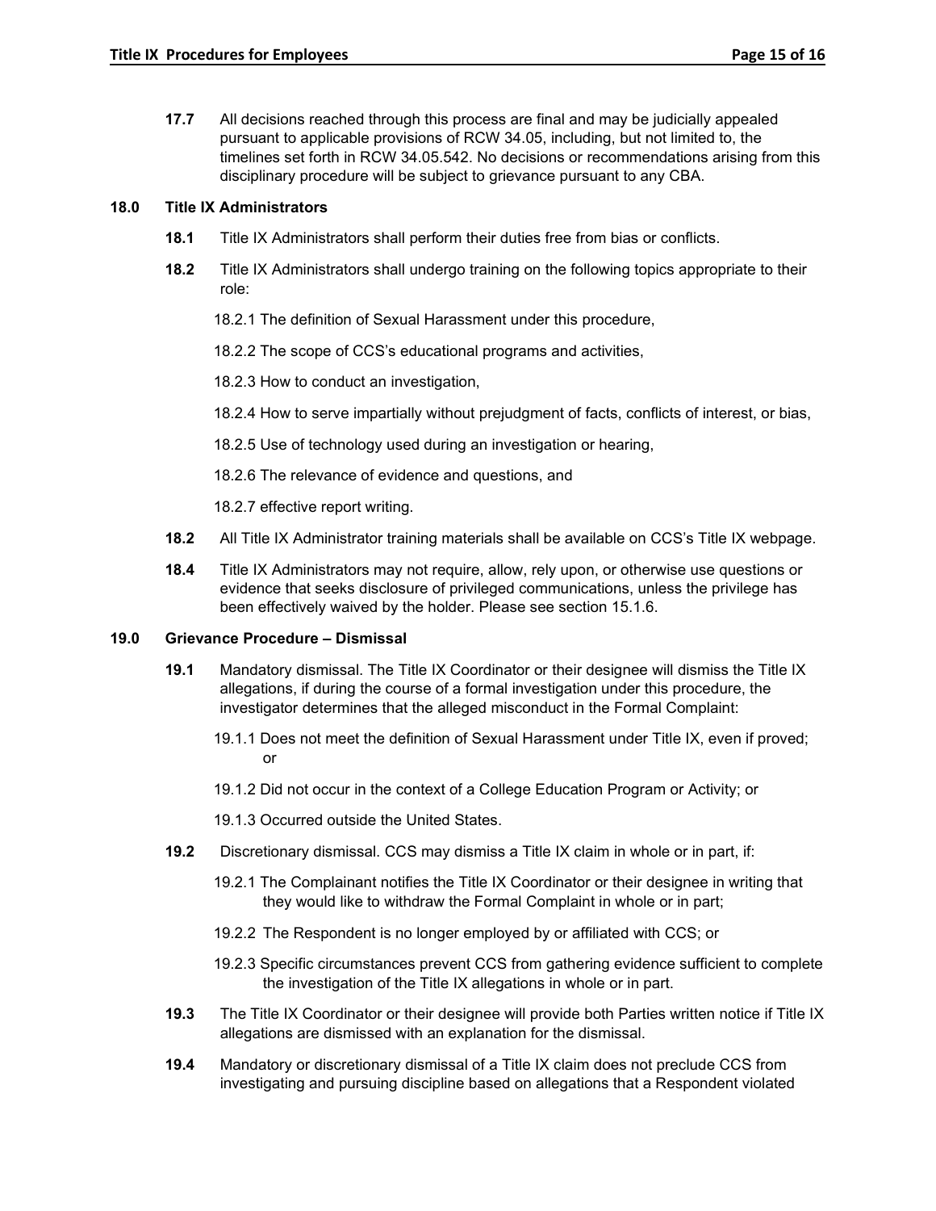**17.7** All decisions reached through this process are final and may be judicially appealed pursuant to applicable provisions of RCW 34.05, including, but not limited to, the timelines set forth in RCW 34.05.542. No decisions or recommendations arising from this disciplinary procedure will be subject to grievance pursuant to any CBA.

## 18.0 Title IX Administrators

**18.1** Title IX Administrators shall perform their duties free from bias or conflicts.

**18.2** Title IX Administrators shall undergo training on the following topics appropriate to their role:

18.2.1 The definition of Sexual Harassment under this procedure,

18.2.2 The scope of CCS's educational programs and activities,

18.2.3 How to conduct an investigation,

18.2.4 How to serve impartially without prejudgment of facts, conflicts of interest, or bias,

18.2.5 Use of technology used during an investigation or hearing,

18.2.6 The relevance of evidence and questions, and

18.2.7 effective report writing.

**18.2** All Title IX Administrator training materials shall be available on CCS's Title IX webpage.

**18.4** Title IX Administrators may not require, allow, rely upon, or otherwise use questions or evidence that seeks disclosure of privileged communications, unless the privilege has been effectively waived by the holder. Please see section 15.1.6.

## 19.0 Grievance Procedure – Dismissal

**19.1** Mandatory dismissal. The Title IX Coordinator or their designee will dismiss the Title IX allegations, if during the course of a formal investigation under this procedure, the investigator determines that the alleged misconduct in the Formal Complaint:

19.1.1 Does not meet the definition of Sexual Harassment under Title IX, even if proved; or

19.1.2 Did not occur in the context of a College Education Program or Activity; or

19.1.3 Occurred outside the United States.

**19.2** Discretionary dismissal. CCS may dismiss a Title IX claim in whole or in part, if:

19.2.1 The Complainant notifies the Title IX Coordinator or their designee in writing that they would like to withdraw the Formal Complaint in whole or in part;

19.2.2 The Respondent is no longer employed by or affiliated with CCS; or

19.2.3 Specific circumstances prevent CCS from gathering evidence sufficient to complete the investigation of the Title IX allegations in whole or in part.

**19.3** The Title IX Coordinator or their designee will provide both Parties written notice if Title IX allegations are dismissed with an explanation for the dismissal.

**19.4** Mandatory or discretionary dismissal of a Title IX claim does not preclude CCS from investigating and pursuing discipline based on allegations that a Respondent violated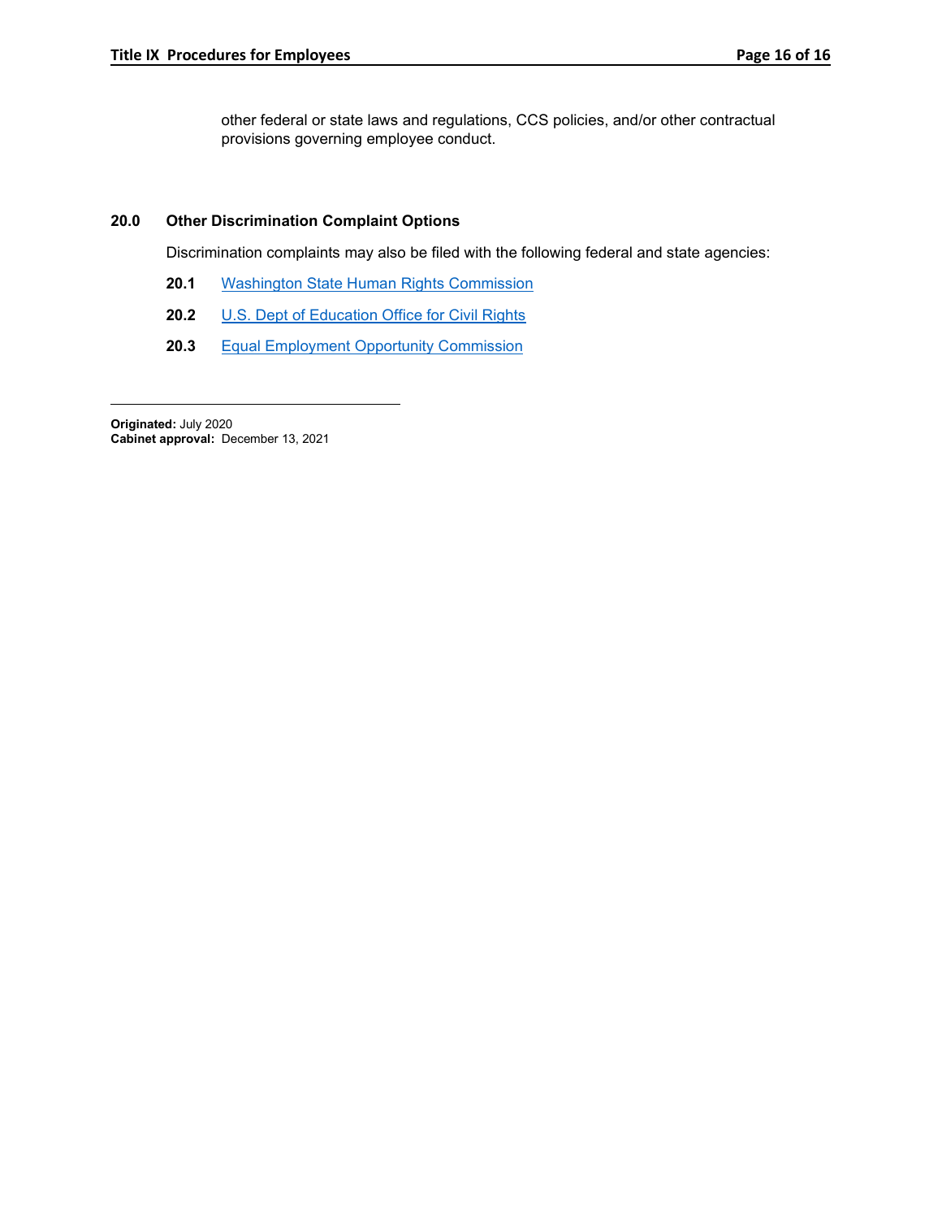other federal or state laws and regulations, CCS policies, and/or other contractual provisions governing employee conduct.

## 20.0 Other Discrimination Complaint Options

Discrimination complaints may also be filed with the following federal and state agencies:

**20.1** Washington State Human Rights Commission

**20.2** U.S. Dept of Education Office for Civil Rights

**20.3** Equal Employment Opportunity Commission

---

**Originated:** July 2020
**Cabinet approval:** December 13, 2021